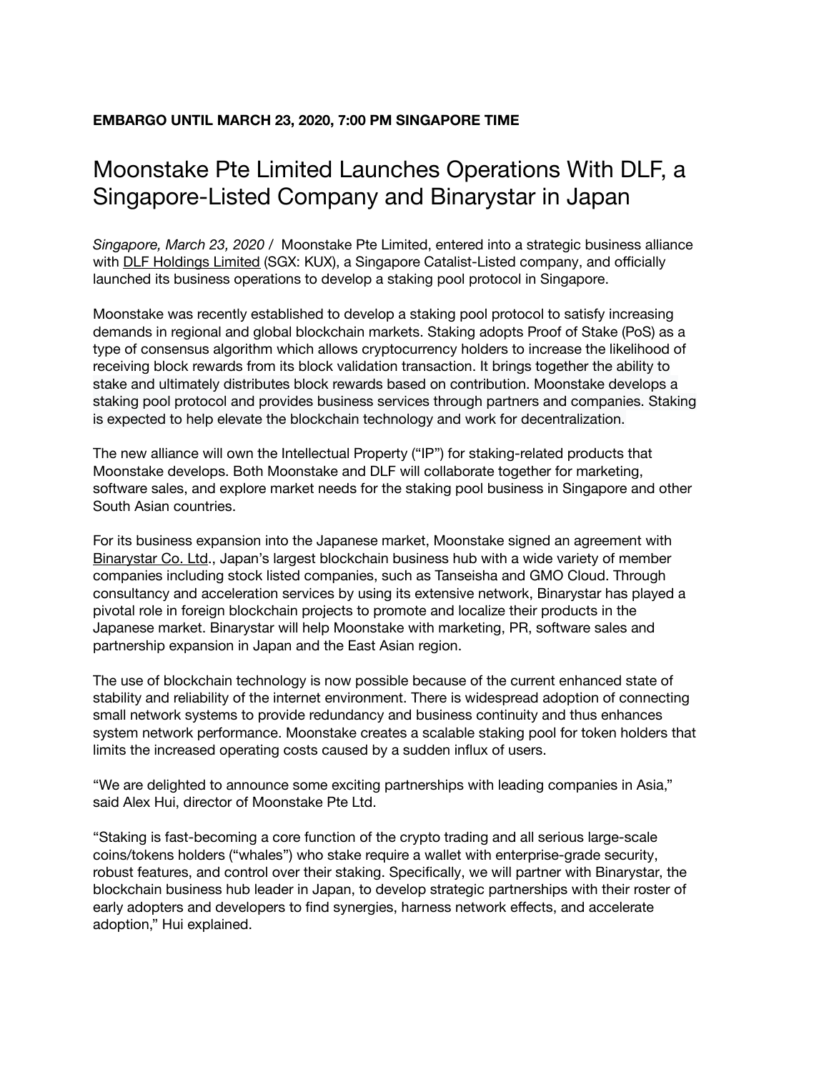**EMBARGO UNTIL MARCH 23, 2020, 7:00 PM SINGAPORE TIME**

# Moonstake Pte Limited Launches Operations With DLF, a Singapore-Listed Company and Binarystar in Japan

*Singapore, March 23, 2020* / Moonstake Pte Limited, entered into a strategic business alliance with DLF Holdings Limited (SGX: KUX), a Singapore Catalist-Listed company, and officially launched its business operations to develop a staking pool protocol in Singapore.

Moonstake was recently established to develop a staking pool protocol to satisfy increasing demands in regional and global blockchain markets. Staking adopts Proof of Stake (PoS) as a type of consensus algorithm which allows cryptocurrency holders to increase the likelihood of receiving block rewards from its block validation transaction. It brings together the ability to stake and ultimately distributes block rewards based on contribution. Moonstake develops a staking pool protocol and provides business services through partners and companies. Staking is expected to help elevate the blockchain technology and work for decentralization.

The new alliance will own the Intellectual Property ("IP") for staking-related products that Moonstake develops. Both Moonstake and DLF will collaborate together for marketing, software sales, and explore market needs for the staking pool business in Singapore and other South Asian countries.

For its business expansion into the Japanese market, Moonstake signed an agreement with Binarystar Co. Ltd., Japan's largest blockchain business hub with a wide variety of member companies including stock listed companies, such as Tanseisha and GMO Cloud. Through consultancy and acceleration services by using its extensive network, Binarystar has played a pivotal role in foreign blockchain projects to promote and localize their products in the Japanese market. Binarystar will help Moonstake with marketing, PR, software sales and partnership expansion in Japan and the East Asian region.

The use of blockchain technology is now possible because of the current enhanced state of stability and reliability of the internet environment. There is widespread adoption of connecting small network systems to provide redundancy and business continuity and thus enhances system network performance. Moonstake creates a scalable staking pool for token holders that limits the increased operating costs caused by a sudden influx of users.

"We are delighted to announce some exciting partnerships with leading companies in Asia," said Alex Hui, director of Moonstake Pte Ltd.

"Staking is fast-becoming a core function of the crypto trading and all serious large-scale coins/tokens holders ("whales") who stake require a wallet with enterprise-grade security, robust features, and control over their staking. Specifically, we will partner with Binarystar, the blockchain business hub leader in Japan, to develop strategic partnerships with their roster of early adopters and developers to find synergies, harness network effects, and accelerate adoption," Hui explained.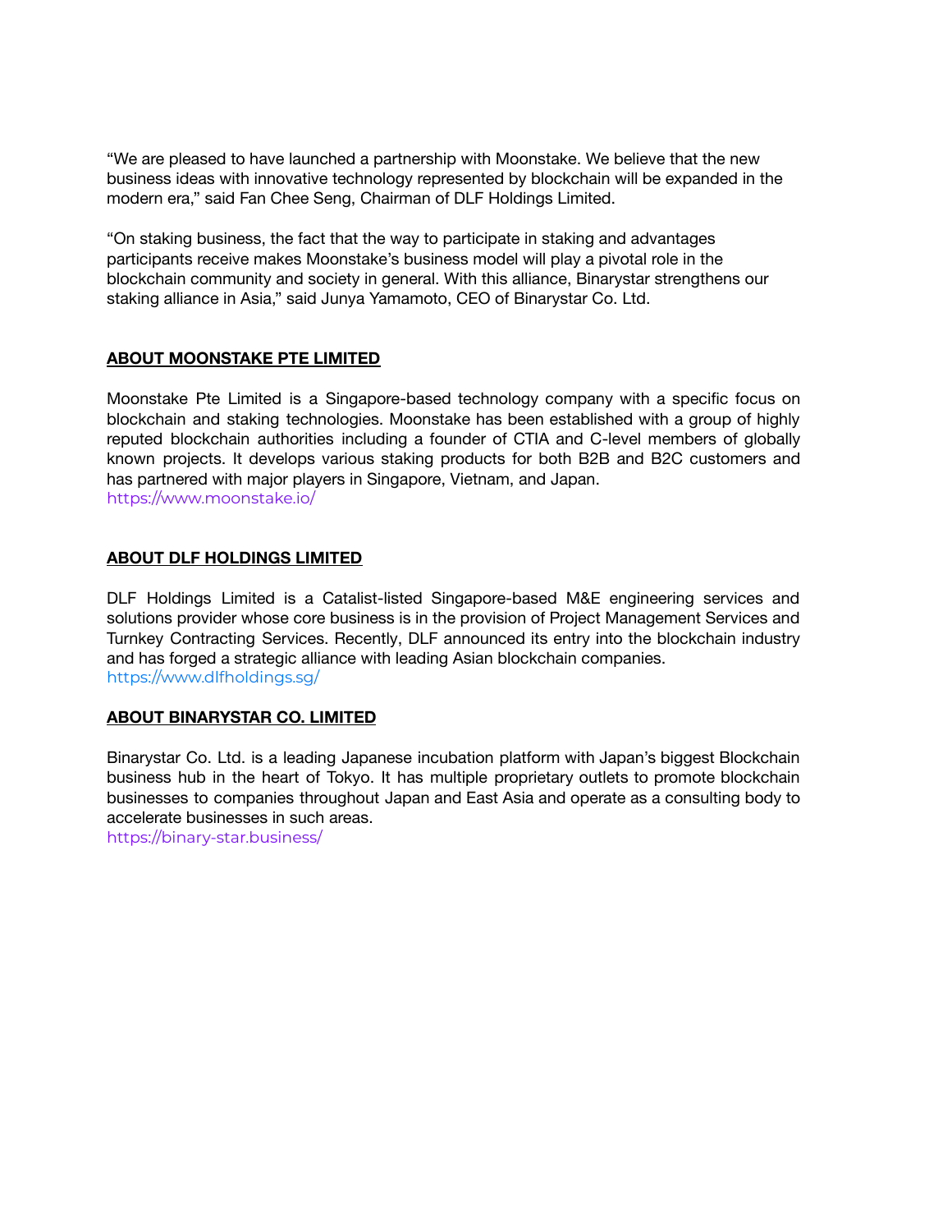"We are pleased to have launched a partnership with Moonstake. We believe that the new business ideas with innovative technology represented by blockchain will be expanded in the modern era," said Fan Chee Seng, Chairman of DLF Holdings Limited.

"On staking business, the fact that the way to participate in staking and advantages participants receive makes Moonstake's business model will play a pivotal role in the blockchain community and society in general. With this alliance, Binarystar strengthens our staking alliance in Asia," said Junya Yamamoto, CEO of Binarystar Co. Ltd.

## ABOUT MOONSTAKE PTE LIMITED

Moonstake Pte Limited is a Singapore-based technology company with a specific focus on blockchain and staking technologies. Moonstake has been established with a group of highly reputed blockchain authorities including a founder of CTIA and C-level members of globally known projects. It develops various staking products for both B2B and B2C customers and has partnered with major players in Singapore, Vietnam, and Japan.
https://www.moonstake.io/

## ABOUT DLF HOLDINGS LIMITED

DLF Holdings Limited is a Catalist-listed Singapore-based M&E engineering services and solutions provider whose core business is in the provision of Project Management Services and Turnkey Contracting Services. Recently, DLF announced its entry into the blockchain industry and has forged a strategic alliance with leading Asian blockchain companies.
https://www.dlfholdings.sg/

## ABOUT BINARYSTAR CO. LIMITED

Binarystar Co. Ltd. is a leading Japanese incubation platform with Japan's biggest Blockchain business hub in the heart of Tokyo. It has multiple proprietary outlets to promote blockchain businesses to companies throughout Japan and East Asia and operate as a consulting body to accelerate businesses in such areas.
https://binary-star.business/